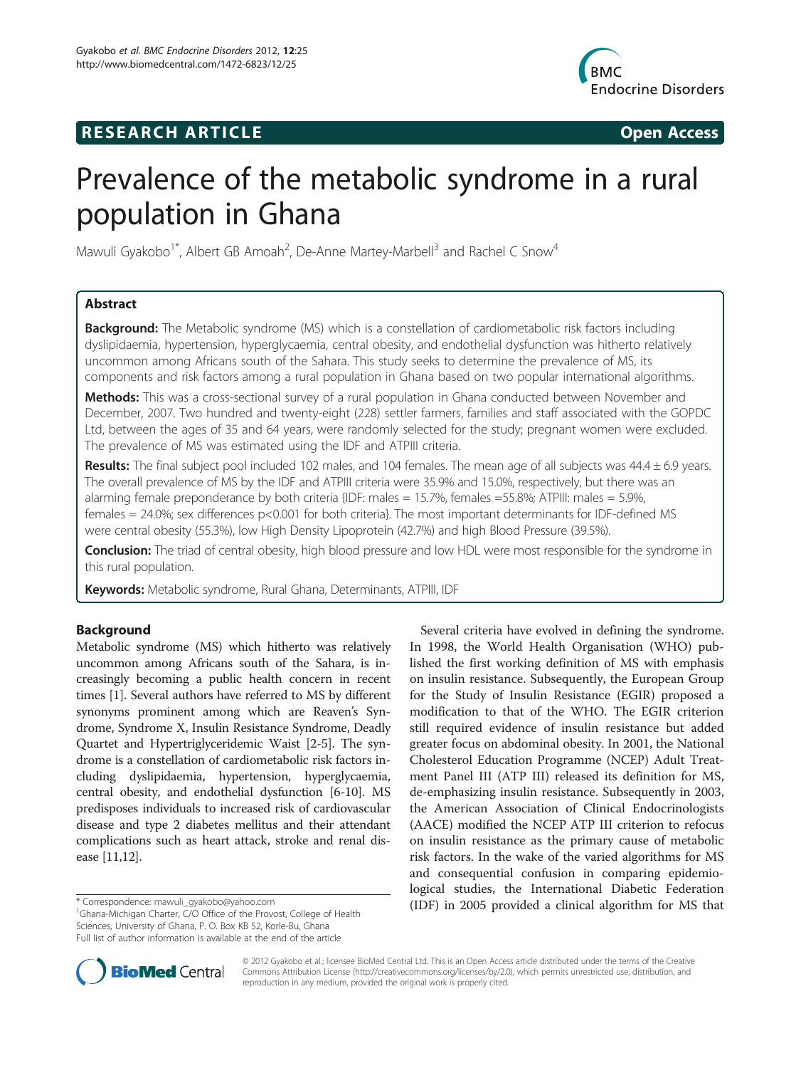**RESEARCH ARTICLE** **Open Access**

# Prevalence of the metabolic syndrome in a rural population in Ghana

Mawuli Gyakobo[1*], Albert GB Amoah[2], De-Anne Martey-Marbell[3] and Rachel C Snow[4]

## Abstract

**Background:** The Metabolic syndrome (MS) which is a constellation of cardiometabolic risk factors including dyslipidaemia, hypertension, hyperglycaemia, central obesity, and endothelial dysfunction was hitherto relatively uncommon among Africans south of the Sahara. This study seeks to determine the prevalence of MS, its components and risk factors among a rural population in Ghana based on two popular international algorithms.

**Methods:** This was a cross-sectional survey of a rural population in Ghana conducted between November and December, 2007. Two hundred and twenty-eight (228) settler farmers, families and staff associated with the GOPDC Ltd, between the ages of 35 and 64 years, were randomly selected for the study; pregnant women were excluded. The prevalence of MS was estimated using the IDF and ATPIII criteria.

**Results:** The final subject pool included 102 males, and 104 females. The mean age of all subjects was 44.4 ± 6.9 years. The overall prevalence of MS by the IDF and ATPIII criteria were 35.9% and 15.0%, respectively, but there was an alarming female preponderance by both criteria {IDF: males = 15.7%, females =55.8%; ATPIII: males = 5.9%, females = 24.0%; sex differences p<0.001 for both criteria}. The most important determinants for IDF-defined MS were central obesity (55.3%), low High Density Lipoprotein (42.7%) and high Blood Pressure (39.5%).

**Conclusion:** The triad of central obesity, high blood pressure and low HDL were most responsible for the syndrome in this rural population.

**Keywords:** Metabolic syndrome, Rural Ghana, Determinants, ATPIII, IDF

## Background

Metabolic syndrome (MS) which hitherto was relatively uncommon among Africans south of the Sahara, is increasingly becoming a public health concern in recent times [1]. Several authors have referred to MS by different synonyms prominent among which are Reaven's Syndrome, Syndrome X, Insulin Resistance Syndrome, Deadly Quartet and Hypertriglyceridemic Waist [2-5]. The syndrome is a constellation of cardiometabolic risk factors including dyslipidaemia, hypertension, hyperglycaemia, central obesity, and endothelial dysfunction [6-10]. MS predisposes individuals to increased risk of cardiovascular disease and type 2 diabetes mellitus and their attendant complications such as heart attack, stroke and renal disease [11,12].

Several criteria have evolved in defining the syndrome. In 1998, the World Health Organisation (WHO) published the first working definition of MS with emphasis on insulin resistance. Subsequently, the European Group for the Study of Insulin Resistance (EGIR) proposed a modification to that of the WHO. The EGIR criterion still required evidence of insulin resistance but added greater focus on abdominal obesity. In 2001, the National Cholesterol Education Programme (NCEP) Adult Treatment Panel III (ATP III) released its definition for MS, de-emphasizing insulin resistance. Subsequently in 2003, the American Association of Clinical Endocrinologists (AACE) modified the NCEP ATP III criterion to refocus on insulin resistance as the primary cause of metabolic risk factors. In the wake of the varied algorithms for MS and consequential confusion in comparing epidemiological studies, the International Diabetic Federation (IDF) in 2005 provided a clinical algorithm for MS that

\* Correspondence: mawuli_gyakobo@yahoo.com
[1]Ghana-Michigan Charter, C/O Office of the Provost, College of Health Sciences, University of Ghana, P. O. Box KB 52, Korle-Bu, Ghana
Full list of author information is available at the end of the article

© 2012 Gyakobo et al.; licensee BioMed Central Ltd. This is an Open Access article distributed under the terms of the Creative Commons Attribution License (http://creativecommons.org/licenses/by/2.0), which permits unrestricted use, distribution, and reproduction in any medium, provided the original work is properly cited.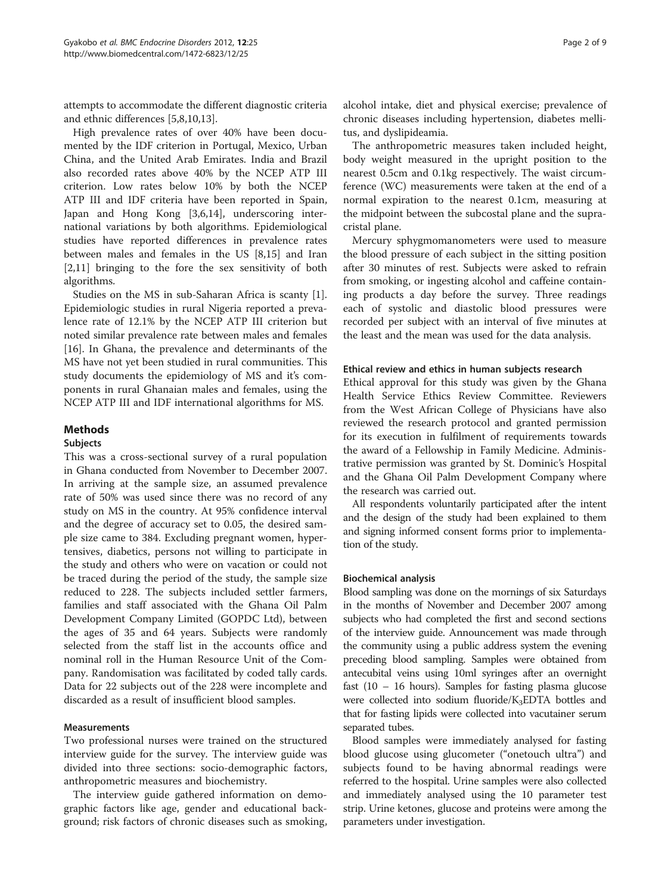attempts to accommodate the different diagnostic criteria and ethnic differences [5,8,10,13].

High prevalence rates of over 40% have been documented by the IDF criterion in Portugal, Mexico, Urban China, and the United Arab Emirates. India and Brazil also recorded rates above 40% by the NCEP ATP III criterion. Low rates below 10% by both the NCEP ATP III and IDF criteria have been reported in Spain, Japan and Hong Kong [3,6,14], underscoring international variations by both algorithms. Epidemiological studies have reported differences in prevalence rates between males and females in the US [8,15] and Iran [2,11] bringing to the fore the sex sensitivity of both algorithms.

Studies on the MS in sub-Saharan Africa is scanty [1]. Epidemiologic studies in rural Nigeria reported a prevalence rate of 12.1% by the NCEP ATP III criterion but noted similar prevalence rate between males and females [16]. In Ghana, the prevalence and determinants of the MS have not yet been studied in rural communities. This study documents the epidemiology of MS and it's components in rural Ghanaian males and females, using the NCEP ATP III and IDF international algorithms for MS.

## Methods

### Subjects

This was a cross-sectional survey of a rural population in Ghana conducted from November to December 2007. In arriving at the sample size, an assumed prevalence rate of 50% was used since there was no record of any study on MS in the country. At 95% confidence interval and the degree of accuracy set to 0.05, the desired sample size came to 384. Excluding pregnant women, hypertensives, diabetics, persons not willing to participate in the study and others who were on vacation or could not be traced during the period of the study, the sample size reduced to 228. The subjects included settler farmers, families and staff associated with the Ghana Oil Palm Development Company Limited (GOPDC Ltd), between the ages of 35 and 64 years. Subjects were randomly selected from the staff list in the accounts office and nominal roll in the Human Resource Unit of the Company. Randomisation was facilitated by coded tally cards. Data for 22 subjects out of the 228 were incomplete and discarded as a result of insufficient blood samples.

### Measurements

Two professional nurses were trained on the structured interview guide for the survey. The interview guide was divided into three sections: socio-demographic factors, anthropometric measures and biochemistry.

The interview guide gathered information on demographic factors like age, gender and educational background; risk factors of chronic diseases such as smoking, alcohol intake, diet and physical exercise; prevalence of chronic diseases including hypertension, diabetes mellitus, and dyslipideamia.

The anthropometric measures taken included height, body weight measured in the upright position to the nearest 0.5cm and 0.1kg respectively. The waist circumference (WC) measurements were taken at the end of a normal expiration to the nearest 0.1cm, measuring at the midpoint between the subcostal plane and the supracristal plane.

Mercury sphygmomanometers were used to measure the blood pressure of each subject in the sitting position after 30 minutes of rest. Subjects were asked to refrain from smoking, or ingesting alcohol and caffeine containing products a day before the survey. Three readings each of systolic and diastolic blood pressures were recorded per subject with an interval of five minutes at the least and the mean was used for the data analysis.

### Ethical review and ethics in human subjects research

Ethical approval for this study was given by the Ghana Health Service Ethics Review Committee. Reviewers from the West African College of Physicians have also reviewed the research protocol and granted permission for its execution in fulfilment of requirements towards the award of a Fellowship in Family Medicine. Administrative permission was granted by St. Dominic's Hospital and the Ghana Oil Palm Development Company where the research was carried out.

All respondents voluntarily participated after the intent and the design of the study had been explained to them and signing informed consent forms prior to implementation of the study.

### Biochemical analysis

Blood sampling was done on the mornings of six Saturdays in the months of November and December 2007 among subjects who had completed the first and second sections of the interview guide. Announcement was made through the community using a public address system the evening preceding blood sampling. Samples were obtained from antecubital veins using 10ml syringes after an overnight fast (10 – 16 hours). Samples for fasting plasma glucose were collected into sodium fluoride/$K_3$EDTA bottles and that for fasting lipids were collected into vacutainer serum separated tubes.

Blood samples were immediately analysed for fasting blood glucose using glucometer ("onetouch ultra") and subjects found to be having abnormal readings were referred to the hospital. Urine samples were also collected and immediately analysed using the 10 parameter test strip. Urine ketones, glucose and proteins were among the parameters under investigation.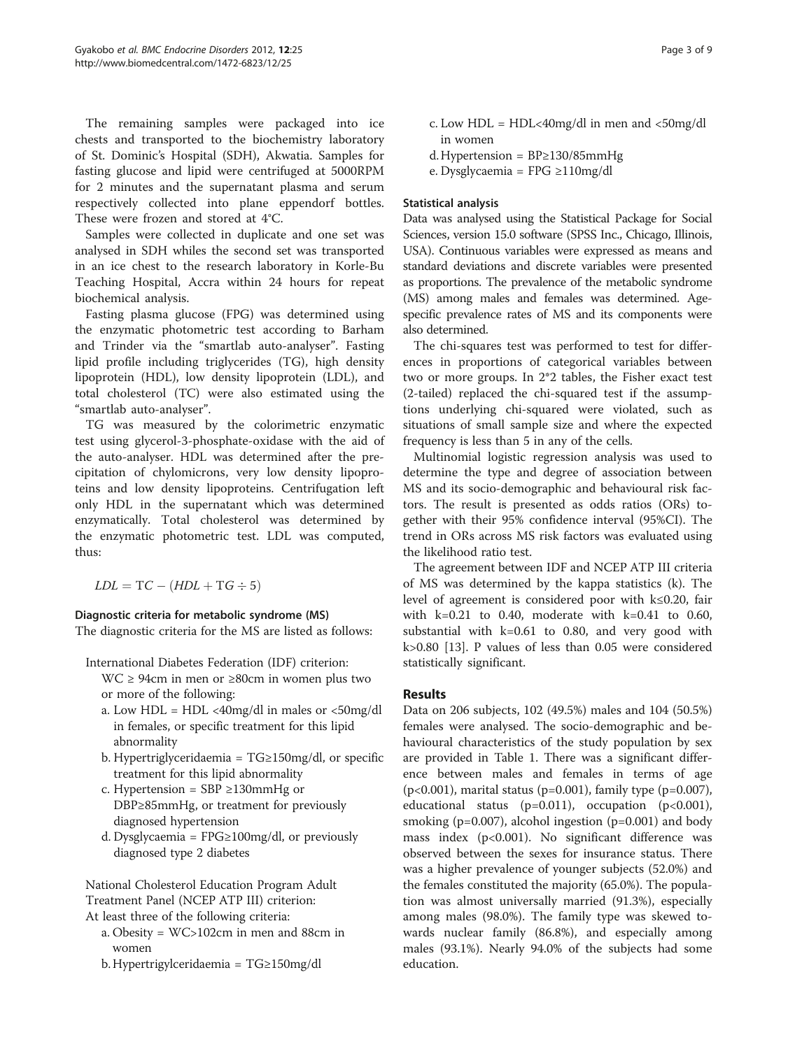The remaining samples were packaged into ice chests and transported to the biochemistry laboratory of St. Dominic's Hospital (SDH), Akwatia. Samples for fasting glucose and lipid were centrifuged at 5000RPM for 2 minutes and the supernatant plasma and serum respectively collected into plane eppendorf bottles. These were frozen and stored at 4°C.

Samples were collected in duplicate and one set was analysed in SDH whiles the second set was transported in an ice chest to the research laboratory in Korle-Bu Teaching Hospital, Accra within 24 hours for repeat biochemical analysis.

Fasting plasma glucose (FPG) was determined using the enzymatic photometric test according to Barham and Trinder via the "smartlab auto-analyser". Fasting lipid profile including triglycerides (TG), high density lipoprotein (HDL), low density lipoprotein (LDL), and total cholesterol (TC) were also estimated using the "smartlab auto-analyser".

TG was measured by the colorimetric enzymatic test using glycerol-3-phosphate-oxidase with the aid of the auto-analyser. HDL was determined after the precipitation of chylomicrons, very low density lipoproteins and low density lipoproteins. Centrifugation left only HDL in the supernatant which was determined enzymatically. Total cholesterol was determined by the enzymatic photometric test. LDL was computed, thus:

$$LDL = \mathrm{TC} - (HDL + \mathrm{TG} \div 5)$$

### Diagnostic criteria for metabolic syndrome (MS)

The diagnostic criteria for the MS are listed as follows:

International Diabetes Federation (IDF) criterion:
WC ≥ 94cm in men or ≥80cm in women plus two or more of the following:

a. Low HDL = HDL <40mg/dl in males or <50mg/dl in females, or specific treatment for this lipid abnormality
b. Hypertriglyceridaemia = TG≥150mg/dl, or specific treatment for this lipid abnormality
c. Hypertension = SBP ≥130mmHg or DBP≥85mmHg, or treatment for previously diagnosed hypertension
d. Dysglycaemia = FPG≥100mg/dl, or previously diagnosed type 2 diabetes

National Cholesterol Education Program Adult Treatment Panel (NCEP ATP III) criterion:
At least three of the following criteria:

a. Obesity = WC>102cm in men and 88cm in women
b. Hypertrigylceridaemia = TG≥150mg/dl
c. Low HDL = HDL<40mg/dl in men and <50mg/dl in women
d. Hypertension = BP≥130/85mmHg
e. Dysglycaemia = FPG ≥110mg/dl

### Statistical analysis

Data was analysed using the Statistical Package for Social Sciences, version 15.0 software (SPSS Inc., Chicago, Illinois, USA). Continuous variables were expressed as means and standard deviations and discrete variables were presented as proportions. The prevalence of the metabolic syndrome (MS) among males and females was determined. Age-specific prevalence rates of MS and its components were also determined.

The chi-squares test was performed to test for differences in proportions of categorical variables between two or more groups. In 2*2 tables, the Fisher exact test (2-tailed) replaced the chi-squared test if the assumptions underlying chi-squared were violated, such as situations of small sample size and where the expected frequency is less than 5 in any of the cells.

Multinomial logistic regression analysis was used to determine the type and degree of association between MS and its socio-demographic and behavioural risk factors. The result is presented as odds ratios (ORs) together with their 95% confidence interval (95%CI). The trend in ORs across MS risk factors was evaluated using the likelihood ratio test.

The agreement between IDF and NCEP ATP III criteria of MS was determined by the kappa statistics (k). The level of agreement is considered poor with k≤0.20, fair with k=0.21 to 0.40, moderate with k=0.41 to 0.60, substantial with k=0.61 to 0.80, and very good with k>0.80 [13]. P values of less than 0.05 were considered statistically significant.

## Results

Data on 206 subjects, 102 (49.5%) males and 104 (50.5%) females were analysed. The socio-demographic and behavioural characteristics of the study population by sex are provided in Table 1. There was a significant difference between males and females in terms of age (p<0.001), marital status (p=0.001), family type (p=0.007), educational status (p=0.011), occupation (p<0.001), smoking (p=0.007), alcohol ingestion (p=0.001) and body mass index (p<0.001). No significant difference was observed between the sexes for insurance status. There was a higher prevalence of younger subjects (52.0%) and the females constituted the majority (65.0%). The population was almost universally married (91.3%), especially among males (98.0%). The family type was skewed towards nuclear family (86.8%), and especially among males (93.1%). Nearly 94.0% of the subjects had some education.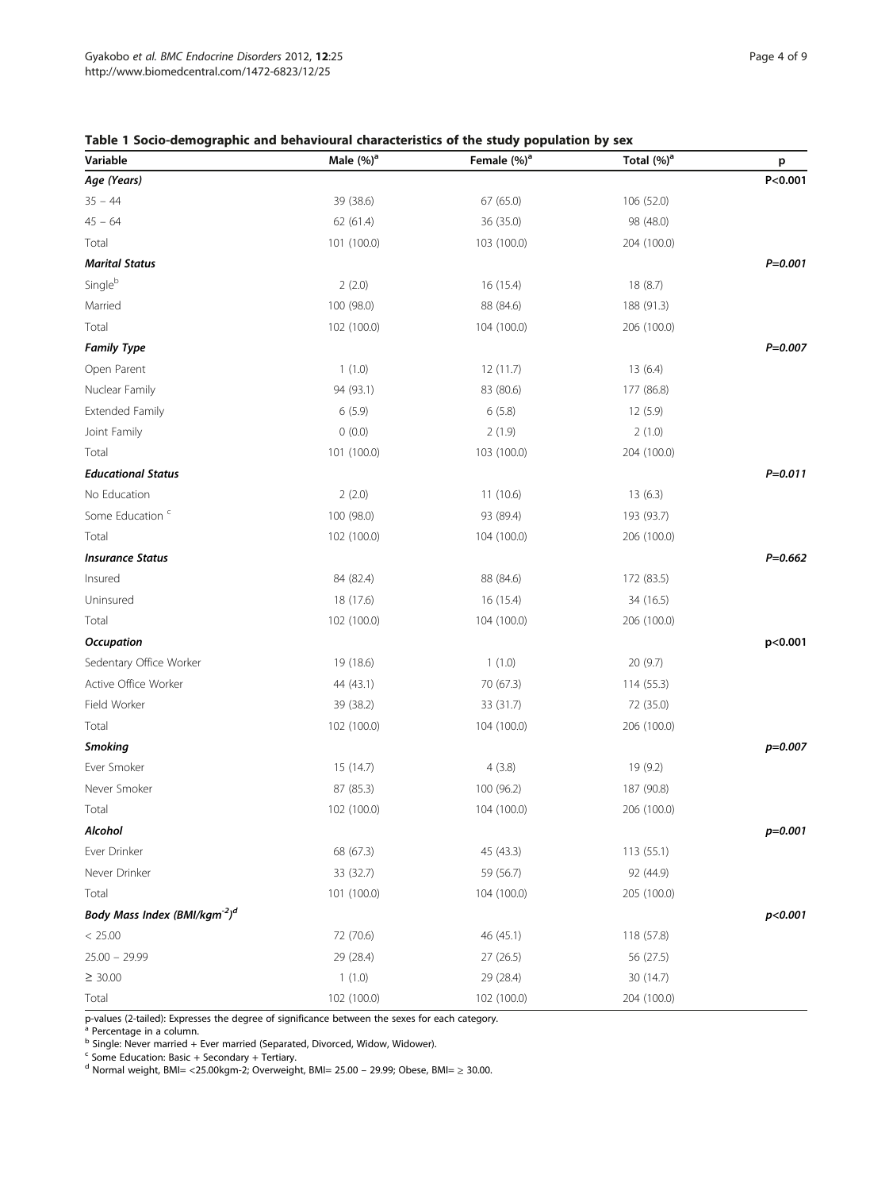**Table 1 Socio-demographic and behavioural characteristics of the study population by sex**

| Variable | Male (%)[a] | Female (%)[a] | Total (%)[a] | p |
|---|---|---|---|---|
| ***Age (Years)*** | | | | P<0.001 |
| 35 – 44 | 39 (38.6) | 67 (65.0) | 106 (52.0) | |
| 45 – 64 | 62 (61.4) | 36 (35.0) | 98 (48.0) | |
| Total | 101 (100.0) | 103 (100.0) | 204 (100.0) | |
| ***Marital Status*** | | | | *P=0.001* |
| Single[b] | 2 (2.0) | 16 (15.4) | 18 (8.7) | |
| Married | 100 (98.0) | 88 (84.6) | 188 (91.3) | |
| Total | 102 (100.0) | 104 (100.0) | 206 (100.0) | |
| ***Family Type*** | | | | *P=0.007* |
| Open Parent | 1 (1.0) | 12 (11.7) | 13 (6.4) | |
| Nuclear Family | 94 (93.1) | 83 (80.6) | 177 (86.8) | |
| Extended Family | 6 (5.9) | 6 (5.8) | 12 (5.9) | |
| Joint Family | 0 (0.0) | 2 (1.9) | 2 (1.0) | |
| Total | 101 (100.0) | 103 (100.0) | 204 (100.0) | |
| ***Educational Status*** | | | | *P=0.011* |
| No Education | 2 (2.0) | 11 (10.6) | 13 (6.3) | |
| Some Education [c] | 100 (98.0) | 93 (89.4) | 193 (93.7) | |
| Total | 102 (100.0) | 104 (100.0) | 206 (100.0) | |
| ***Insurance Status*** | | | | *P=0.662* |
| Insured | 84 (82.4) | 88 (84.6) | 172 (83.5) | |
| Uninsured | 18 (17.6) | 16 (15.4) | 34 (16.5) | |
| Total | 102 (100.0) | 104 (100.0) | 206 (100.0) | |
| ***Occupation*** | | | | p<0.001 |
| Sedentary Office Worker | 19 (18.6) | 1 (1.0) | 20 (9.7) | |
| Active Office Worker | 44 (43.1) | 70 (67.3) | 114 (55.3) | |
| Field Worker | 39 (38.2) | 33 (31.7) | 72 (35.0) | |
| Total | 102 (100.0) | 104 (100.0) | 206 (100.0) | |
| ***Smoking*** | | | | *p=0.007* |
| Ever Smoker | 15 (14.7) | 4 (3.8) | 19 (9.2) | |
| Never Smoker | 87 (85.3) | 100 (96.2) | 187 (90.8) | |
| Total | 102 (100.0) | 104 (100.0) | 206 (100.0) | |
| ***Alcohol*** | | | | *p=0.001* |
| Ever Drinker | 68 (67.3) | 45 (43.3) | 113 (55.1) | |
| Never Drinker | 33 (32.7) | 59 (56.7) | 92 (44.9) | |
| Total | 101 (100.0) | 104 (100.0) | 205 (100.0) | |
| ***Body Mass Index (BMI/kgm$^{-2}$)[d]*** | | | | *p<0.001* |
| < 25.00 | 72 (70.6) | 46 (45.1) | 118 (57.8) | |
| 25.00 – 29.99 | 29 (28.4) | 27 (26.5) | 56 (27.5) | |
| ≥ 30.00 | 1 (1.0) | 29 (28.4) | 30 (14.7) | |
| Total | 102 (100.0) | 102 (100.0) | 204 (100.0) | |

p-values (2-tailed): Expresses the degree of significance between the sexes for each category.
[a] Percentage in a column.
[b] Single: Never married + Ever married (Separated, Divorced, Widow, Widower).
[c] Some Education: Basic + Secondary + Tertiary.
[d] Normal weight, BMI= <25.00kgm-2; Overweight, BMI= 25.00 – 29.99; Obese, BMI= ≥ 30.00.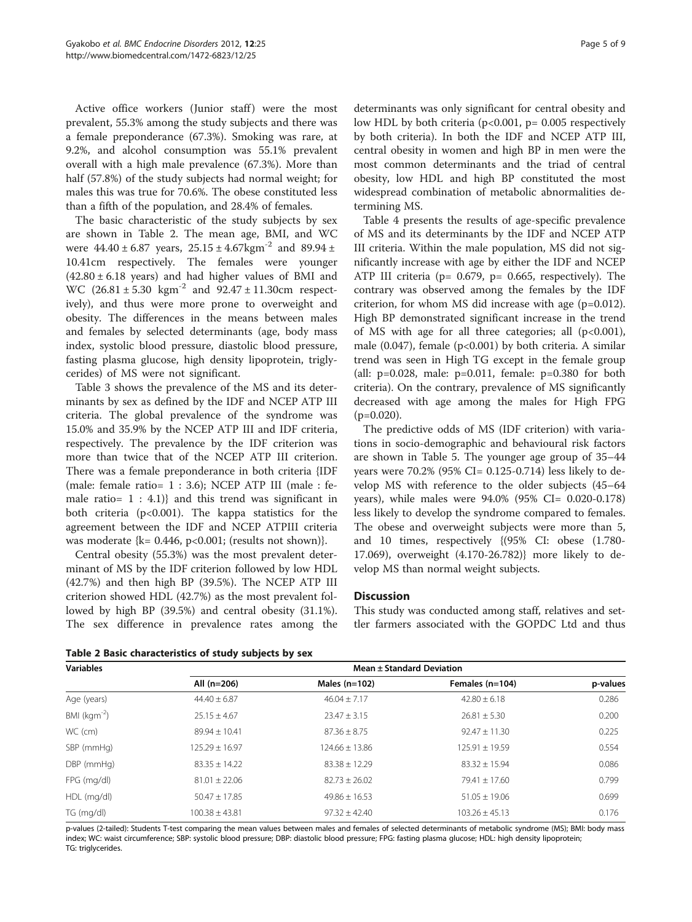Active office workers (Junior staff) were the most prevalent, 55.3% among the study subjects and there was a female preponderance (67.3%). Smoking was rare, at 9.2%, and alcohol consumption was 55.1% prevalent overall with a high male prevalence (67.3%). More than half (57.8%) of the study subjects had normal weight; for males this was true for 70.6%. The obese constituted less than a fifth of the population, and 28.4% of females.

The basic characteristic of the study subjects by sex are shown in Table 2. The mean age, BMI, and WC were 44.40 ± 6.87 years, 25.15 ± 4.67kgm$^{-2}$ and 89.94 ± 10.41cm respectively. The females were younger (42.80 ± 6.18 years) and had higher values of BMI and WC (26.81 ± 5.30 kgm$^{-2}$ and 92.47 ± 11.30cm respectively), and thus were more prone to overweight and obesity. The differences in the means between males and females by selected determinants (age, body mass index, systolic blood pressure, diastolic blood pressure, fasting plasma glucose, high density lipoprotein, triglycerides) of MS were not significant.

Table 3 shows the prevalence of the MS and its determinants by sex as defined by the IDF and NCEP ATP III criteria. The global prevalence of the syndrome was 15.0% and 35.9% by the NCEP ATP III and IDF criteria, respectively. The prevalence by the IDF criterion was more than twice that of the NCEP ATP III criterion. There was a female preponderance in both criteria {IDF (male: female ratio= 1 : 3.6); NCEP ATP III (male : female ratio= 1 : 4.1)} and this trend was significant in both criteria (p<0.001). The kappa statistics for the agreement between the IDF and NCEP ATPIII criteria was moderate {k= 0.446, p<0.001; (results not shown)}.

Central obesity (55.3%) was the most prevalent determinant of MS by the IDF criterion followed by low HDL (42.7%) and then high BP (39.5%). The NCEP ATP III criterion showed HDL (42.7%) as the most prevalent followed by high BP (39.5%) and central obesity (31.1%). The sex difference in prevalence rates among the determinants was only significant for central obesity and low HDL by both criteria (p<0.001, p= 0.005 respectively by both criteria). In both the IDF and NCEP ATP III, central obesity in women and high BP in men were the most common determinants and the triad of central obesity, low HDL and high BP constituted the most widespread combination of metabolic abnormalities determining MS.

Table 4 presents the results of age-specific prevalence of MS and its determinants by the IDF and NCEP ATP III criteria. Within the male population, MS did not significantly increase with age by either the IDF and NCEP ATP III criteria (p= 0.679, p= 0.665, respectively). The contrary was observed among the females by the IDF criterion, for whom MS did increase with age (p=0.012). High BP demonstrated significant increase in the trend of MS with age for all three categories; all (p<0.001), male (0.047), female (p<0.001) by both criteria. A similar trend was seen in High TG except in the female group (all: p=0.028, male: p=0.011, female: p=0.380 for both criteria). On the contrary, prevalence of MS significantly decreased with age among the males for High FPG (p=0.020).

The predictive odds of MS (IDF criterion) with variations in socio-demographic and behavioural risk factors are shown in Table 5. The younger age group of 35–44 years were 70.2% (95% CI= 0.125-0.714) less likely to develop MS with reference to the older subjects (45–64 years), while males were 94.0% (95% CI= 0.020-0.178) less likely to develop the syndrome compared to females. The obese and overweight subjects were more than 5, and 10 times, respectively {(95% CI: obese (1.780-17.069), overweight (4.170-26.782)} more likely to develop MS than normal weight subjects.

## Discussion

This study was conducted among staff, relatives and settler farmers associated with the GOPDC Ltd and thus

**Table 2 Basic characteristics of study subjects by sex**

| Variables | Mean ± Standard Deviation | | | |
|---|---|---|---|---|
| | All (n=206) | Males (n=102) | Females (n=104) | p-values |
| Age (years) | 44.40 ± 6.87 | 46.04 ± 7.17 | 42.80 ± 6.18 | 0.286 |
| BMI (kgm$^{-2}$) | 25.15 ± 4.67 | 23.47 ± 3.15 | 26.81 ± 5.30 | 0.200 |
| WC (cm) | 89.94 ± 10.41 | 87.36 ± 8.75 | 92.47 ± 11.30 | 0.225 |
| SBP (mmHg) | 125.29 ± 16.97 | 124.66 ± 13.86 | 125.91 ± 19.59 | 0.554 |
| DBP (mmHg) | 83.35 ± 14.22 | 83.38 ± 12.29 | 83.32 ± 15.94 | 0.086 |
| FPG (mg/dl) | 81.01 ± 22.06 | 82.73 ± 26.02 | 79.41 ± 17.60 | 0.799 |
| HDL (mg/dl) | 50.47 ± 17.85 | 49.86 ± 16.53 | 51.05 ± 19.06 | 0.699 |
| TG (mg/dl) | 100.38 ± 43.81 | 97.32 ± 42.40 | 103.26 ± 45.13 | 0.176 |

p-values (2-tailed): Students T-test comparing the mean values between males and females of selected determinants of metabolic syndrome (MS); BMI: body mass index; WC: waist circumference; SBP: systolic blood pressure; DBP: diastolic blood pressure; FPG: fasting plasma glucose; HDL: high density lipoprotein; TG: triglycerides.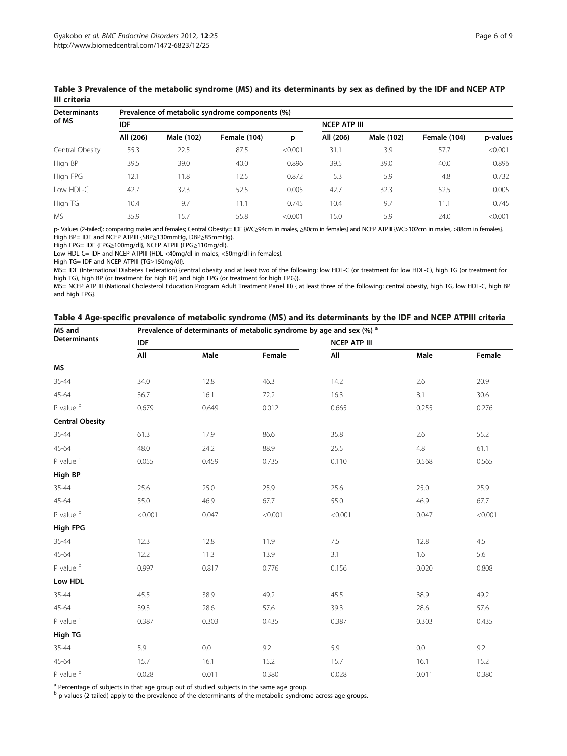**Table 3 Prevalence of the metabolic syndrome (MS) and its determinants by sex as defined by the IDF and NCEP ATP III criteria**

| Determinants of MS | Prevalence of metabolic syndrome components (%) | | | | | | | |
|---|---|---|---|---|---|---|---|---|
| | IDF | | | | NCEP ATP III | | | |
| | All (206) | Male (102) | Female (104) | p | All (206) | Male (102) | Female (104) | p-values |
| Central Obesity | 55.3 | 22.5 | 87.5 | <0.001 | 31.1 | 3.9 | 57.7 | <0.001 |
| High BP | 39.5 | 39.0 | 40.0 | 0.896 | 39.5 | 39.0 | 40.0 | 0.896 |
| High FPG | 12.1 | 11.8 | 12.5 | 0.872 | 5.3 | 5.9 | 4.8 | 0.732 |
| Low HDL-C | 42.7 | 32.3 | 52.5 | 0.005 | 42.7 | 32.3 | 52.5 | 0.005 |
| High TG | 10.4 | 9.7 | 11.1 | 0.745 | 10.4 | 9.7 | 11.1 | 0.745 |
| MS | 35.9 | 15.7 | 55.8 | <0.001 | 15.0 | 5.9 | 24.0 | <0.001 |

p- Values (2-tailed): comparing males and females; Central Obesity= IDF {WC≥94cm in males, ≥80cm in females} and NCEP ATPIII {WC>102cm in males, >88cm in females}.
High BP= IDF and NCEP ATPIII {SBP≥130mmHg, DBP≥85mmHg}.
High FPG= IDF {FPG≥100mg/dl}, NCEP ATPIII {FPG≥110mg/dl}.
Low HDL-C= IDF and NCEP ATPIII {HDL <40mg/dl in males, <50mg/dl in females}.
High TG= IDF and NCEP ATPIII {TG≥150mg/dl}.
MS= IDF (International Diabetes Federation) {central obesity and at least two of the following: low HDL-C (or treatment for low HDL-C), high TG (or treatment for high TG), high BP (or treatment for high BP) and high FPG (or treatment for high FPG)}.
MS= NCEP ATP III (National Cholesterol Education Program Adult Treatment Panel III) { at least three of the following: central obesity, high TG, low HDL-C, high BP and high FPG}.

**Table 4 Age-specific prevalence of metabolic syndrome (MS) and its determinants by the IDF and NCEP ATPIII criteria**

| MS and Determinants | Prevalence of determinants of metabolic syndrome by age and sex (%) [a] | | | | | |
|---|---|---|---|---|---|---|
| | IDF | | | NCEP ATP III | | |
| | All | Male | Female | All | Male | Female |
| **MS** | | | | | | |
| 35-44 | 34.0 | 12.8 | 46.3 | 14.2 | 2.6 | 20.9 |
| 45-64 | 36.7 | 16.1 | 72.2 | 16.3 | 8.1 | 30.6 |
| P value [b] | 0.679 | 0.649 | 0.012 | 0.665 | 0.255 | 0.276 |
| **Central Obesity** | | | | | | |
| 35-44 | 61.3 | 17.9 | 86.6 | 35.8 | 2.6 | 55.2 |
| 45-64 | 48.0 | 24.2 | 88.9 | 25.5 | 4.8 | 61.1 |
| P value [b] | 0.055 | 0.459 | 0.735 | 0.110 | 0.568 | 0.565 |
| **High BP** | | | | | | |
| 35-44 | 25.6 | 25.0 | 25.9 | 25.6 | 25.0 | 25.9 |
| 45-64 | 55.0 | 46.9 | 67.7 | 55.0 | 46.9 | 67.7 |
| P value [b] | <0.001 | 0.047 | <0.001 | <0.001 | 0.047 | <0.001 |
| **High FPG** | | | | | | |
| 35-44 | 12.3 | 12.8 | 11.9 | 7.5 | 12.8 | 4.5 |
| 45-64 | 12.2 | 11.3 | 13.9 | 3.1 | 1.6 | 5.6 |
| P value [b] | 0.997 | 0.817 | 0.776 | 0.156 | 0.020 | 0.808 |
| **Low HDL** | | | | | | |
| 35-44 | 45.5 | 38.9 | 49.2 | 45.5 | 38.9 | 49.2 |
| 45-64 | 39.3 | 28.6 | 57.6 | 39.3 | 28.6 | 57.6 |
| P value [b] | 0.387 | 0.303 | 0.435 | 0.387 | 0.303 | 0.435 |
| **High TG** | | | | | | |
| 35-44 | 5.9 | 0.0 | 9.2 | 5.9 | 0.0 | 9.2 |
| 45-64 | 15.7 | 16.1 | 15.2 | 15.7 | 16.1 | 15.2 |
| P value [b] | 0.028 | 0.011 | 0.380 | 0.028 | 0.011 | 0.380 |

[a] Percentage of subjects in that age group out of studied subjects in the same age group.
[b] p-values (2-tailed) apply to the prevalence of the determinants of the metabolic syndrome across age groups.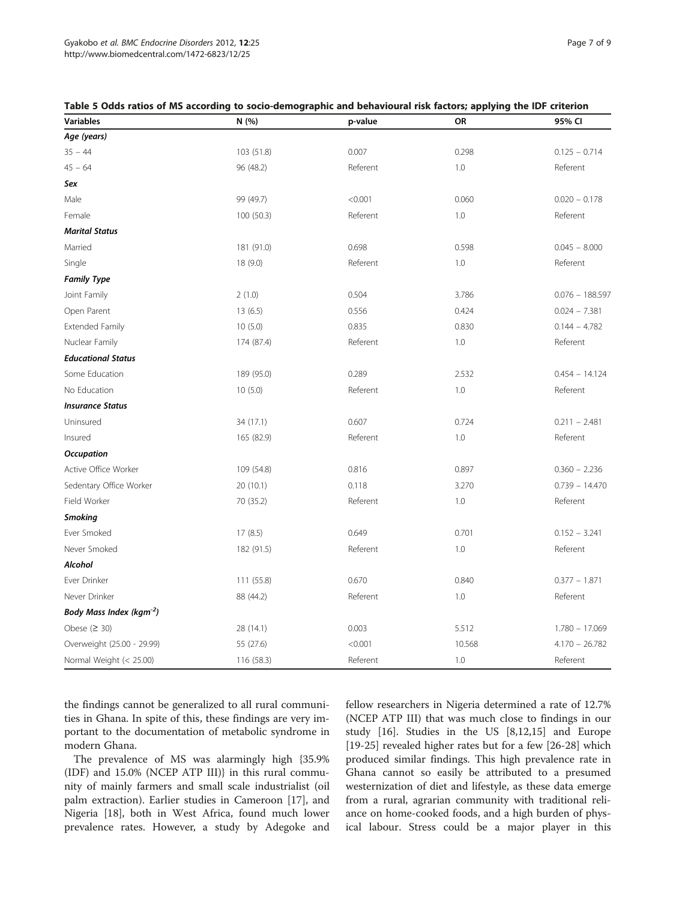**Table 5 Odds ratios of MS according to socio-demographic and behavioural risk factors; applying the IDF criterion**

| Variables | N (%) | p-value | OR | 95% CI |
|---|---|---|---|---|
| ***Age (years)*** | | | | |
| 35 – 44 | 103 (51.8) | 0.007 | 0.298 | 0.125 – 0.714 |
| 45 – 64 | 96 (48.2) | Referent | 1.0 | Referent |
| ***Sex*** | | | | |
| Male | 99 (49.7) | <0.001 | 0.060 | 0.020 – 0.178 |
| Female | 100 (50.3) | Referent | 1.0 | Referent |
| ***Marital Status*** | | | | |
| Married | 181 (91.0) | 0.698 | 0.598 | 0.045 – 8.000 |
| Single | 18 (9.0) | Referent | 1.0 | Referent |
| ***Family Type*** | | | | |
| Joint Family | 2 (1.0) | 0.504 | 3.786 | 0.076 – 188.597 |
| Open Parent | 13 (6.5) | 0.556 | 0.424 | 0.024 – 7.381 |
| Extended Family | 10 (5.0) | 0.835 | 0.830 | 0.144 – 4.782 |
| Nuclear Family | 174 (87.4) | Referent | 1.0 | Referent |
| ***Educational Status*** | | | | |
| Some Education | 189 (95.0) | 0.289 | 2.532 | 0.454 – 14.124 |
| No Education | 10 (5.0) | Referent | 1.0 | Referent |
| ***Insurance Status*** | | | | |
| Uninsured | 34 (17.1) | 0.607 | 0.724 | 0.211 – 2.481 |
| Insured | 165 (82.9) | Referent | 1.0 | Referent |
| ***Occupation*** | | | | |
| Active Office Worker | 109 (54.8) | 0.816 | 0.897 | 0.360 – 2.236 |
| Sedentary Office Worker | 20 (10.1) | 0.118 | 3.270 | 0.739 – 14.470 |
| Field Worker | 70 (35.2) | Referent | 1.0 | Referent |
| ***Smoking*** | | | | |
| Ever Smoked | 17 (8.5) | 0.649 | 0.701 | 0.152 – 3.241 |
| Never Smoked | 182 (91.5) | Referent | 1.0 | Referent |
| ***Alcohol*** | | | | |
| Ever Drinker | 111 (55.8) | 0.670 | 0.840 | 0.377 – 1.871 |
| Never Drinker | 88 (44.2) | Referent | 1.0 | Referent |
| ***Body Mass Index (kgm$^{-2}$)*** | | | | |
| Obese (≥ 30) | 28 (14.1) | 0.003 | 5.512 | 1.780 – 17.069 |
| Overweight (25.00 - 29.99) | 55 (27.6) | <0.001 | 10.568 | 4.170 – 26.782 |
| Normal Weight (< 25.00) | 116 (58.3) | Referent | 1.0 | Referent |

the findings cannot be generalized to all rural communities in Ghana. In spite of this, these findings are very important to the documentation of metabolic syndrome in modern Ghana.

The prevalence of MS was alarmingly high {35.9% (IDF) and 15.0% (NCEP ATP III)} in this rural community of mainly farmers and small scale industrialist (oil palm extraction). Earlier studies in Cameroon [17], and Nigeria [18], both in West Africa, found much lower prevalence rates. However, a study by Adegoke and fellow researchers in Nigeria determined a rate of 12.7% (NCEP ATP III) that was much close to findings in our study [16]. Studies in the US [8,12,15] and Europe [19-25] revealed higher rates but for a few [26-28] which produced similar findings. This high prevalence rate in Ghana cannot so easily be attributed to a presumed westernization of diet and lifestyle, as these data emerge from a rural, agrarian community with traditional reliance on home-cooked foods, and a high burden of physical labour. Stress could be a major player in this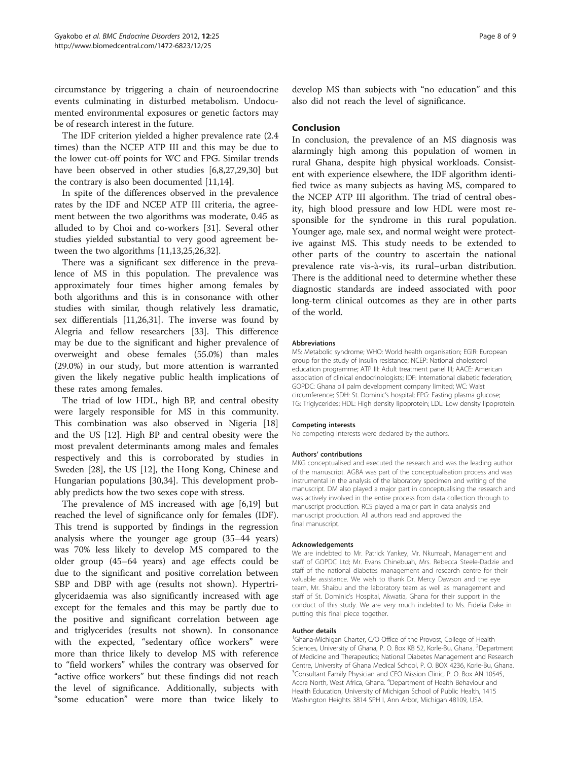circumstance by triggering a chain of neuroendocrine events culminating in disturbed metabolism. Undocumented environmental exposures or genetic factors may be of research interest in the future.

The IDF criterion yielded a higher prevalence rate (2.4 times) than the NCEP ATP III and this may be due to the lower cut-off points for WC and FPG. Similar trends have been observed in other studies [6,8,27,29,30] but the contrary is also been documented [11,14].

In spite of the differences observed in the prevalence rates by the IDF and NCEP ATP III criteria, the agreement between the two algorithms was moderate, 0.45 as alluded to by Choi and co-workers [31]. Several other studies yielded substantial to very good agreement between the two algorithms [11,13,25,26,32].

There was a significant sex difference in the prevalence of MS in this population. The prevalence was approximately four times higher among females by both algorithms and this is in consonance with other studies with similar, though relatively less dramatic, sex differentials [11,26,31]. The inverse was found by Alegria and fellow researchers [33]. This difference may be due to the significant and higher prevalence of overweight and obese females (55.0%) than males (29.0%) in our study, but more attention is warranted given the likely negative public health implications of these rates among females.

The triad of low HDL, high BP, and central obesity were largely responsible for MS in this community. This combination was also observed in Nigeria [18] and the US [12]. High BP and central obesity were the most prevalent determinants among males and females respectively and this is corroborated by studies in Sweden [28], the US [12], the Hong Kong, Chinese and Hungarian populations [30,34]. This development probably predicts how the two sexes cope with stress.

The prevalence of MS increased with age [6,19] but reached the level of significance only for females (IDF). This trend is supported by findings in the regression analysis where the younger age group (35–44 years) was 70% less likely to develop MS compared to the older group (45–64 years) and age effects could be due to the significant and positive correlation between SBP and DBP with age (results not shown). Hypertriglyceridaemia was also significantly increased with age except for the females and this may be partly due to the positive and significant correlation between age and triglycerides (results not shown). In consonance with the expected, "sedentary office workers" were more than thrice likely to develop MS with reference to "field workers" whiles the contrary was observed for "active office workers" but these findings did not reach the level of significance. Additionally, subjects with "some education" were more than twice likely to develop MS than subjects with "no education" and this also did not reach the level of significance.

## Conclusion

In conclusion, the prevalence of an MS diagnosis was alarmingly high among this population of women in rural Ghana, despite high physical workloads. Consistent with experience elsewhere, the IDF algorithm identified twice as many subjects as having MS, compared to the NCEP ATP III algorithm. The triad of central obesity, high blood pressure and low HDL were most responsible for the syndrome in this rural population. Younger age, male sex, and normal weight were protective against MS. This study needs to be extended to other parts of the country to ascertain the national prevalence rate vis-à-vis, its rural–urban distribution. There is the additional need to determine whether these diagnostic standards are indeed associated with poor long-term clinical outcomes as they are in other parts of the world.

#### Abbreviations

MS: Metabolic syndrome; WHO: World health organisation; EGIR: European group for the study of insulin resistance; NCEP: National cholesterol education programme; ATP III: Adult treatment panel III; AACE: American association of clinical endocrinologists; IDF: International diabetic federation; GOPDC: Ghana oil palm development company limited; WC: Waist circumference; SDH: St. Dominic's hospital; FPG: Fasting plasma glucose; TG: Triglycerides; HDL: High density lipoprotein; LDL: Low density lipoprotein.

#### Competing interests

No competing interests were declared by the authors.

#### Authors' contributions

MKG conceptualised and executed the research and was the leading author of the manuscript. AGBA was part of the conceptualisation process and was instrumental in the analysis of the laboratory specimen and writing of the manuscript. DM also played a major part in conceptualising the research and was actively involved in the entire process from data collection through to manuscript production. RCS played a major part in data analysis and manuscript production. All authors read and approved the final manuscript.

#### Acknowledgements

We are indebted to Mr. Patrick Yankey, Mr. Nkumsah, Management and staff of GOPDC Ltd; Mr. Evans Chinebuah, Mrs. Rebecca Steele-Dadzie and staff of the national diabetes management and research centre for their valuable assistance. We wish to thank Dr. Mercy Dawson and the eye team, Mr. Shaibu and the laboratory team as well as management and staff of St. Dominic's Hospital, Akwatia, Ghana for their support in the conduct of this study. We are very much indebted to Ms. Fidelia Dake in putting this final piece together.

#### Author details

[1]Ghana-Michigan Charter, C/O Office of the Provost, College of Health Sciences, University of Ghana, P. O. Box KB 52, Korle-Bu, Ghana. [2]Department of Medicine and Therapeutics; National Diabetes Management and Research Centre, University of Ghana Medical School, P. O. BOX 4236, Korle-Bu, Ghana. [3]Consultant Family Physician and CEO Mission Clinic, P. O. Box AN 10545, Accra North, West Africa, Ghana. [4]Department of Health Behaviour and Health Education, University of Michigan School of Public Health, 1415 Washington Heights 3814 SPH I, Ann Arbor, Michigan 48109, USA.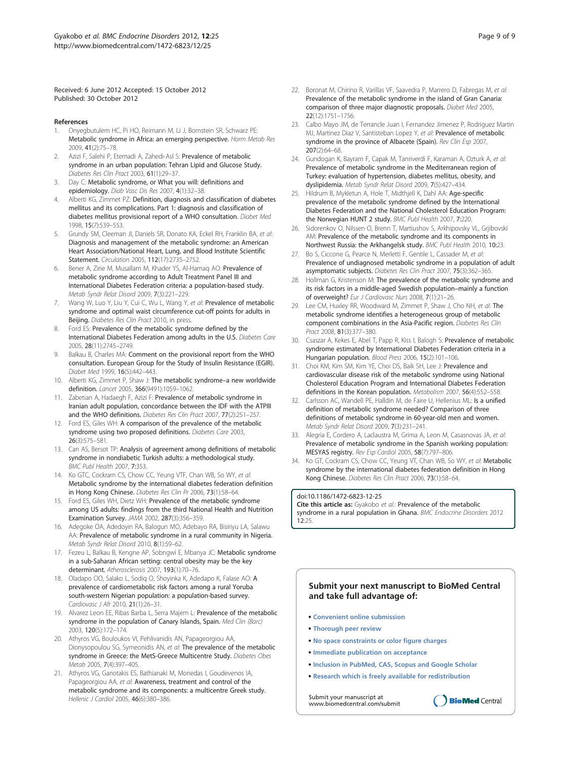Received: 6 June 2012 Accepted: 15 October 2012
Published: 30 October 2012

## References

1. Onyegbutulem HC, Pi HO, Reimann M, Li J, Bornstein SR, Schwarz PE: **Metabolic syndrome in Africa: an emerging perspective.** *Horm Metab Res* 2009, **41**(2):75–78.
2. Azizi F, Salehi P, Etemadi A, Zahedi-Asl S: **Prevalence of metabolic syndrome in an urban population: Tehran Lipid and Glucose Study.** *Diabetes Res Clin Pract* 2003, **61**(1):29–37.
3. Day C: **Metabolic syndrome, or What you will: definitions and epidemiology.** *Diab Vasc Dis Res* 2007, **4**(1):32–38.
4. Alberti KG, Zimmet PZ: **Definition, diagnosis and classification of diabetes mellitus and its complications. Part 1: diagnosis and classification of diabetes mellitus provisional report of a WHO consultation.** *Diabet Med* 1998, **15**(7):539–553.
5. Grundy SM, Cleeman JI, Daniels SR, Donato KA, Eckel RH, Franklin BA, *et al*: **Diagnosis and management of the metabolic syndrome: an American Heart Association/National Heart, Lung, and Blood Institute Scientific Statement.** *Circulation* 2005, **112**(17):2735–2752.
6. Bener A, Zirie M, Musallam M, Khader YS, Al-Hamaq AO: **Prevalence of metabolic syndrome according to Adult Treatment Panel III and International Diabetes Federation criteria: a population-based study.** *Metab Syndr Relat Disord* 2009, **7**(3):221–229.
7. Wang W, Luo Y, Liu Y, Cui C, Wu L, Wang Y, *et al*: **Prevalence of metabolic syndrome and optimal waist circumference cut-off points for adults in Beijing.** *Diabetes Res Clin Pract* 2010, in press.
8. Ford ES: **Prevalence of the metabolic syndrome defined by the International Diabetes Federation among adults in the U.S.** *Diabetes Care* 2005, **28**(11):2745–2749.
9. Balkau B, Charles MA: **Comment on the provisional report from the WHO consultation. European Group for the Study of Insulin Resistance (EGIR).** *Diabet Med* 1999, **16**(5):442–443.
10. Alberti KG, Zimmet P, Shaw J: **The metabolic syndrome–a new worldwide definition.** *Lancet* 2005, **366**(9491):1059–1062.
11. Zabetian A, Hadaegh F, Azizi F: **Prevalence of metabolic syndrome in Iranian adult population, concordance between the IDF with the ATPIII and the WHO definitions.** *Diabetes Res Clin Pract* 2007, **77**(2):251–257.
12. Ford ES, Giles WH: **A comparison of the prevalence of the metabolic syndrome using two proposed definitions.** *Diabetes Care* 2003, **26**(3):575–581.
13. Can AS, Bersot TP: **Analysis of agreement among definitions of metabolic syndrome in nondiabetic Turkish adults: a methodological study.** *BMC Publ Health* 2007, **7**:353.
14. Ko GTC, Cockram CS, Chow CC, Yeung VTF, Chan WB, So WY, *et al*: **Metabolic syndrome by the international diabetes federation definition in Hong Kong Chinese.** *Diabetes Res Clin Pr* 2006, **73**(1):58–64.
15. Ford ES, Giles WH, Dietz WH: **Prevalence of the metabolic syndrome among US adults: findings from the third National Health and Nutrition Examination Survey.** *JAMA* 2002, **287**(3):356–359.
16. Adegoke OA, Adedoyin RA, Balogun MO, Adebayo RA, Bisiriyu LA, Salawu AA: **Prevalence of metabolic syndrome in a rural community in Nigeria.** *Metab Syndr Relat Disord* 2010, **8**(1):59–62.
17. Fezeu L, Balkau B, Kengne AP, Sobngwi E, Mbanya JC: **Metabolic syndrome in a sub-Saharan African setting: central obesity may be the key determinant.** *Atherosclerosis* 2007, **193**(1):70–76.
18. Oladapo OO, Salako L, Sodiq O, Shoyinka K, Adedapo K, Falase AO: **A prevalence of cardiometabolic risk factors among a rural Yoruba south-western Nigerian population: a population-based survey.** *Cardiovasc J Afr* 2010, **21**(1):26–31.
19. Alvarez Leon EE, Ribas Barba L, Serra Majem L: **Prevalence of the metabolic syndrome in the population of Canary Islands, Spain.** *Med Clin (Barc)* 2003, **120**(5):172–174.
20. Athyros VG, Bouloukos VI, Pehlivanidis AN, Papageorgiou AA, Dionysopoulou SG, Symeonidis AN, *et al*: **The prevalence of the metabolic syndrome in Greece: the MetS-Greece Multicentre Study.** *Diabetes Obes Metab* 2005, **7**(4):397–405.
21. Athyros VG, Ganotakis ES, Bathianaki M, Monedas I, Goudevenos IA, Papageorgiou AA, *et al*: **Awareness, treatment and control of the metabolic syndrome and its components: a multicentre Greek study.** *Hellenic J Cardiol* 2005, **46**(6):380–386.
22. Boronat M, Chirino R, Varillas VF, Saavedra P, Marrero D, Fabregas M, *et al*: **Prevalence of the metabolic syndrome in the island of Gran Canaria: comparison of three major diagnostic proposals.** *Diabet Med* 2005, **22**(12):1751–1756.
23. Calbo Mayo JM, de Terrancle Juan I, Fernandez Jimenez P, Rodriguez Martin MJ, Martinez Diaz V, Santisteban Lopez Y, *et al*: **Prevalence of metabolic syndrome in the province of Albacete (Spain).** *Rev Clin Esp* 2007, **207**(2):64–68.
24. Gundogan K, Bayram F, Capak M, Tanriverdi F, Karaman A, Ozturk A, *et al*: **Prevalence of metabolic syndrome in the Mediterranean region of Turkey: evaluation of hypertension, diabetes mellitus, obesity, and dyslipidemia.** *Metab Syndr Relat Disord* 2009, **7**(5):427–434.
25. Hildrum B, Mykletun A, Hole T, Midthjell K, Dahl AA: **Age-specific prevalence of the metabolic syndrome defined by the International Diabetes Federation and the National Cholesterol Education Program: the Norwegian HUNT 2 study.** *BMC Publ Health* 2007, **7**:220.
26. Sidorenkov O, Nilssen O, Brenn T, Martiushov S, Arkhipovsky VL, Grjibovski AM: **Prevalence of the metabolic syndrome and its components in Northwest Russia: the Arkhangelsk study.** *BMC Publ Health* 2010, **10**:23.
27. Bo S, Ciccone G, Pearce N, Merletti F, Gentile L, Cassader M, *et al*: **Prevalence of undiagnosed metabolic syndrome in a population of adult asymptomatic subjects.** *Diabetes Res Clin Pract* 2007, **75**(3):362–365.
28. Hollman G, Kristenson M: **The prevalence of the metabolic syndrome and its risk factors in a middle-aged Swedish population–mainly a function of overweight?** *Eur J Cardiovasc Nurs* 2008, **7**(1):21–26.
29. Lee CM, Huxley RR, Woodward M, Zimmet P, Shaw J, Cho NH, *et al*: **The metabolic syndrome identifies a heterogeneous group of metabolic component combinations in the Asia-Pacific region.** *Diabetes Res Clin Pract* 2008, **81**(3):377–380.
30. Csaszar A, Kekes E, Abel T, Papp R, Kiss I, Balogh S: **Prevalence of metabolic syndrome estimated by International Diabetes Federation criteria in a Hungarian population.** *Blood Press* 2006, **15**(2):101–106.
31. Choi KM, Kim SM, Kim YE, Choi DS, Baik SH, Lee J: **Prevalence and cardiovascular disease risk of the metabolic syndrome using National Cholesterol Education Program and International Diabetes Federation definitions in the Korean population.** *Metabolism* 2007, **56**(4):552–558.
32. Carlsson AC, Wandell PE, Halldin M, de Faire U, Hellenius ML: **Is a unified definition of metabolic syndrome needed? Comparison of three definitions of metabolic syndrome in 60-year-old men and women.** *Metab Syndr Relat Disord* 2009, **7**(3):231–241.
33. Alegria E, Cordero A, Laclaustra M, Grima A, Leon M, Casasnovas JA, *et al*: **Prevalence of metabolic syndrome in the Spanish working population: MESYAS registry.** *Rev Esp Cardiol* 2005, **58**(7):797–806.
34. Ko GT, Cockram CS, Chow CC, Yeung VT, Chan WB, So WY, *et al*: **Metabolic syndrome by the international diabetes federation definition in Hong Kong Chinese.** *Diabetes Res Clin Pract* 2006, **73**(1):58–64.

doi:10.1186/1472-6823-12-25
**Cite this article as:** Gyakobo *et al.*: Prevalence of the metabolic syndrome in a rural population in Ghana. *BMC Endocrine Disorders* 2012 **12**:25.

**Submit your next manuscript to BioMed Central and take full advantage of:**

- **Convenient online submission**
- **Thorough peer review**
- **No space constraints or color figure charges**
- **Immediate publication on acceptance**
- **Inclusion in PubMed, CAS, Scopus and Google Scholar**
- **Research which is freely available for redistribution**

Submit your manuscript at
www.biomedcentral.com/submit

BioMed Central